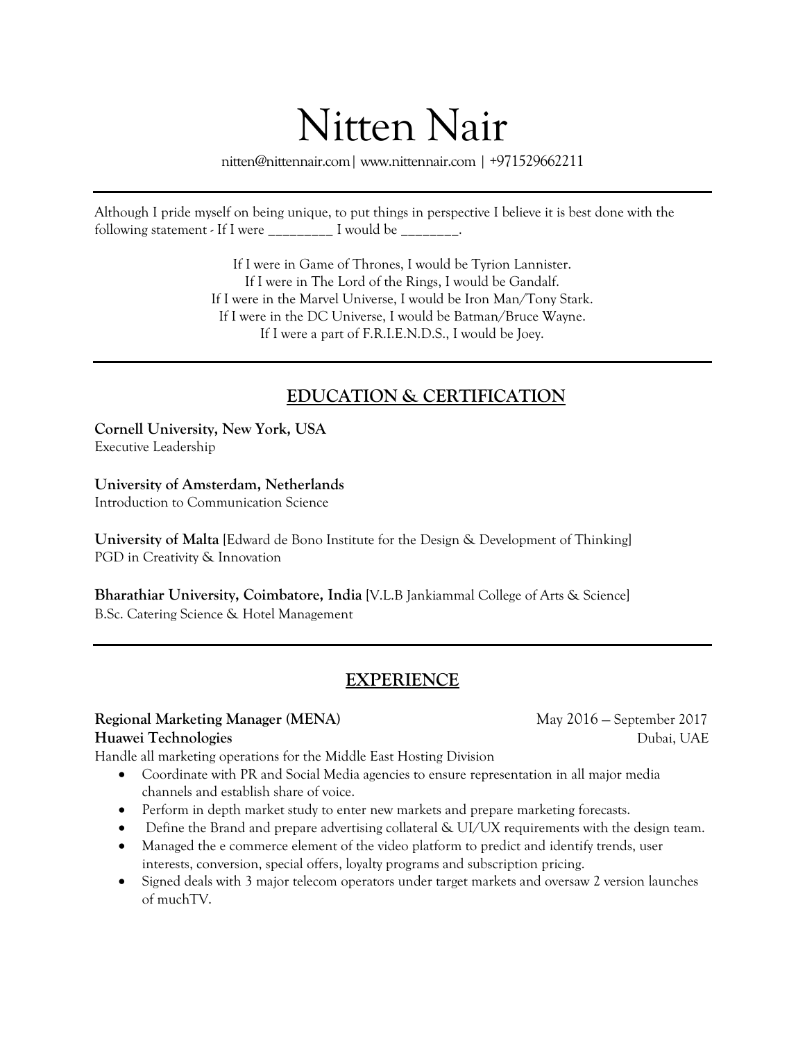# Nitten Nair

nitten@nittennair.com| www.nittennair.com | +971529662211

---

Although I pride myself on being unique, to put things in perspective I believe it is best done with the following statement - If I were _________ I would be ________.

If I were in Game of Thrones, I would be Tyrion Lannister.
If I were in The Lord of the Rings, I would be Gandalf.
If I were in the Marvel Universe, I would be Iron Man/Tony Stark.
If I were in the DC Universe, I would be Batman/Bruce Wayne.
If I were a part of F.R.I.E.N.D.S., I would be Joey.

---

## EDUCATION & CERTIFICATION

**Cornell University, New York, USA**
Executive Leadership

**University of Amsterdam, Netherlands**
Introduction to Communication Science

**University of Malta** [Edward de Bono Institute for the Design & Development of Thinking]
PGD in Creativity & Innovation

**Bharathiar University, Coimbatore, India** [V.L.B Jankiammal College of Arts & Science]
B.Sc. Catering Science & Hotel Management

---

## EXPERIENCE

**Regional Marketing Manager (MENA)** — May 2016 – September 2017
**Huawei Technologies** — Dubai, UAE

Handle all marketing operations for the Middle East Hosting Division

- Coordinate with PR and Social Media agencies to ensure representation in all major media channels and establish share of voice.
- Perform in depth market study to enter new markets and prepare marketing forecasts.
- Define the Brand and prepare advertising collateral & UI/UX requirements with the design team.
- Managed the e commerce element of the video platform to predict and identify trends, user interests, conversion, special offers, loyalty programs and subscription pricing.
- Signed deals with 3 major telecom operators under target markets and oversaw 2 version launches of muchTV.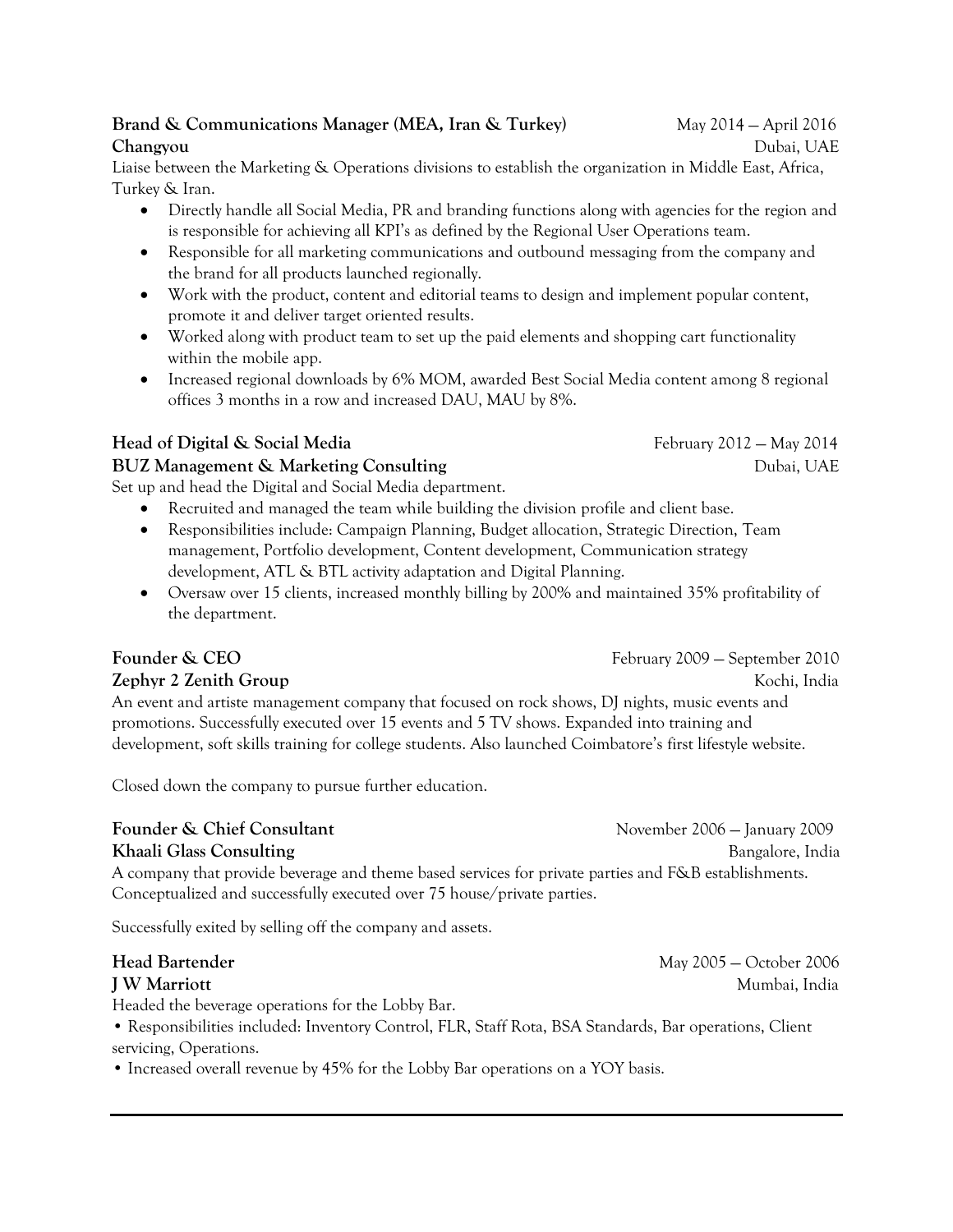**Brand & Communications Manager (MEA, Iran & Turkey)** May 2014 – April 2016
**Changyou** Dubai, UAE

Liaise between the Marketing & Operations divisions to establish the organization in Middle East, Africa, Turkey & Iran.

- Directly handle all Social Media, PR and branding functions along with agencies for the region and is responsible for achieving all KPI's as defined by the Regional User Operations team.
- Responsible for all marketing communications and outbound messaging from the company and the brand for all products launched regionally.
- Work with the product, content and editorial teams to design and implement popular content, promote it and deliver target oriented results.
- Worked along with product team to set up the paid elements and shopping cart functionality within the mobile app.
- Increased regional downloads by 6% MOM, awarded Best Social Media content among 8 regional offices 3 months in a row and increased DAU, MAU by 8%.

**Head of Digital & Social Media** February 2012 – May 2014
**BUZ Management & Marketing Consulting** Dubai, UAE

Set up and head the Digital and Social Media department.

- Recruited and managed the team while building the division profile and client base.
- Responsibilities include: Campaign Planning, Budget allocation, Strategic Direction, Team management, Portfolio development, Content development, Communication strategy development, ATL & BTL activity adaptation and Digital Planning.
- Oversaw over 15 clients, increased monthly billing by 200% and maintained 35% profitability of the department.

**Founder & CEO** February 2009 – September 2010
**Zephyr 2 Zenith Group** Kochi, India

An event and artiste management company that focused on rock shows, DJ nights, music events and promotions. Successfully executed over 15 events and 5 TV shows. Expanded into training and development, soft skills training for college students. Also launched Coimbatore's first lifestyle website.

Closed down the company to pursue further education.

**Founder & Chief Consultant** November 2006 – January 2009
**Khaali Glass Consulting** Bangalore, India

A company that provide beverage and theme based services for private parties and F&B establishments. Conceptualized and successfully executed over 75 house/private parties.

Successfully exited by selling off the company and assets.

**Head Bartender** May 2005 – October 2006
**J W Marriott** Mumbai, India

Headed the beverage operations for the Lobby Bar.

- Responsibilities included: Inventory Control, FLR, Staff Rota, BSA Standards, Bar operations, Client servicing, Operations.
- Increased overall revenue by 45% for the Lobby Bar operations on a YOY basis.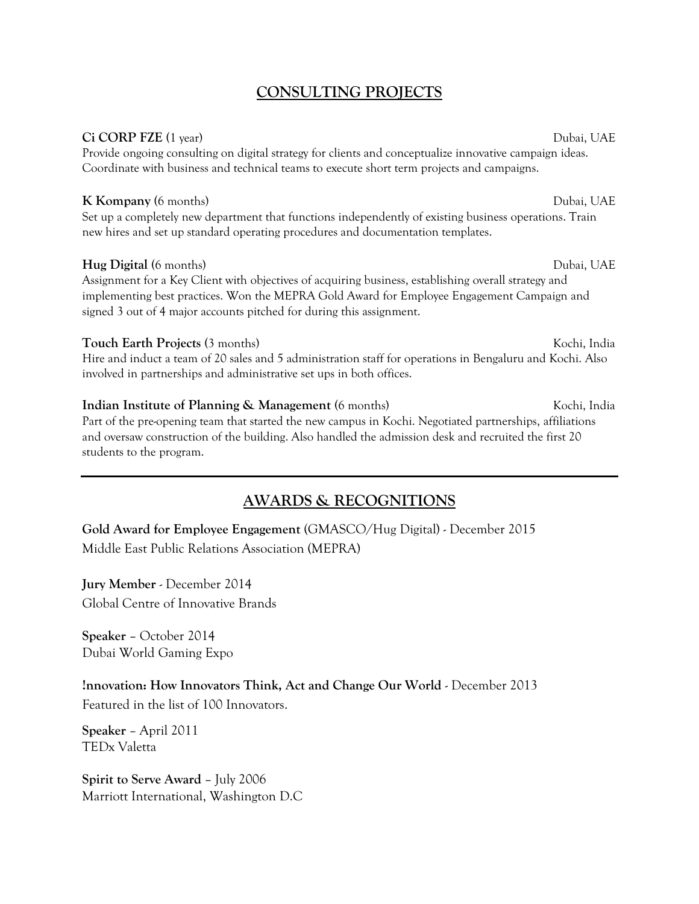## CONSULTING PROJECTS

**Ci CORP FZE** (1 year) Dubai, UAE

Provide ongoing consulting on digital strategy for clients and conceptualize innovative campaign ideas. Coordinate with business and technical teams to execute short term projects and campaigns.

**K Kompany** (6 months) Dubai, UAE

Set up a completely new department that functions independently of existing business operations. Train new hires and set up standard operating procedures and documentation templates.

**Hug Digital** (6 months) Dubai, UAE

Assignment for a Key Client with objectives of acquiring business, establishing overall strategy and implementing best practices. Won the MEPRA Gold Award for Employee Engagement Campaign and signed 3 out of 4 major accounts pitched for during this assignment.

**Touch Earth Projects** (3 months) Kochi, India

Hire and induct a team of 20 sales and 5 administration staff for operations in Bengaluru and Kochi. Also involved in partnerships and administrative set ups in both offices.

**Indian Institute of Planning & Management** (6 months) Kochi, India

Part of the pre-opening team that started the new campus in Kochi. Negotiated partnerships, affiliations and oversaw construction of the building. Also handled the admission desk and recruited the first 20 students to the program.

---

## AWARDS & RECOGNITIONS

**Gold Award for Employee Engagement** (GMASCO/Hug Digital) - December 2015
Middle East Public Relations Association (MEPRA)

**Jury Member** - December 2014
Global Centre of Innovative Brands

**Speaker** – October 2014
Dubai World Gaming Expo

**!nnovation: How Innovators Think, Act and Change Our World** - December 2013
Featured in the list of 100 Innovators.

**Speaker** – April 2011
TEDx Valetta

**Spirit to Serve Award** – July 2006
Marriott International, Washington D.C